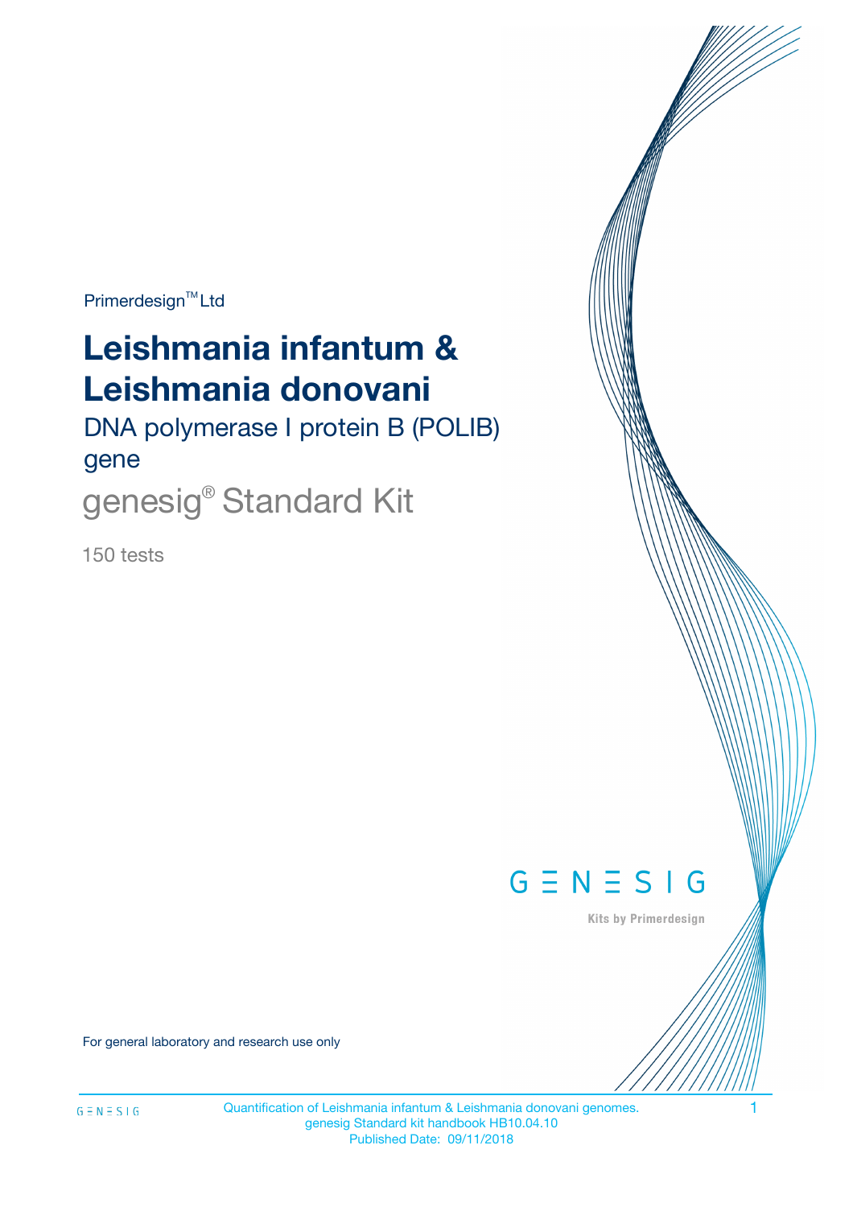Primerdesign™ Ltd

# Leishmania infantum & Leishmania donovani

## DNA polymerase I protein B (POLIB) gene

## genesig® Standard Kit

150 tests

GENESIG

Kits by Primerdesign

For general laboratory and research use only

Quantification of Leishmania infantum & Leishmania donovani genomes.
genesig Standard kit handbook HB10.04.10
Published Date: 09/11/2018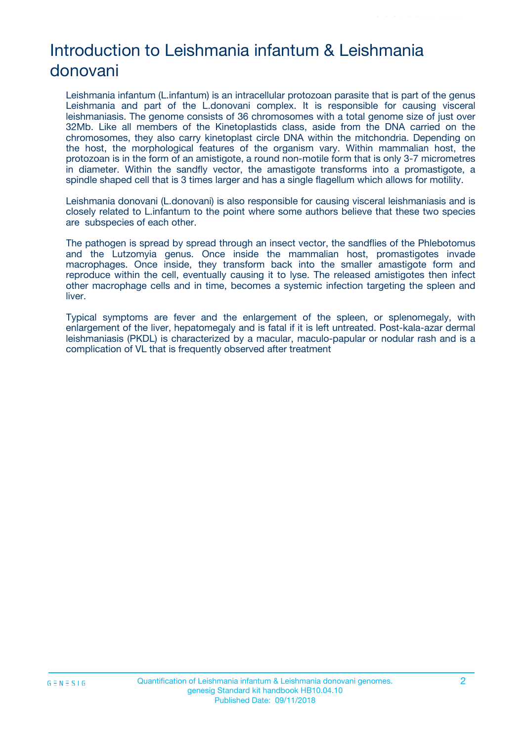# Introduction to Leishmania infantum & Leishmania donovani

Leishmania infantum (L.infantum) is an intracellular protozoan parasite that is part of the genus Leishmania and part of the L.donovani complex. It is responsible for causing visceral leishmaniasis. The genome consists of 36 chromosomes with a total genome size of just over 32Mb. Like all members of the Kinetoplastids class, aside from the DNA carried on the chromosomes, they also carry kinetoplast circle DNA within the mitchondria. Depending on the host, the morphological features of the organism vary. Within mammalian host, the protozoan is in the form of an amistigote, a round non-motile form that is only 3-7 micrometres in diameter. Within the sandfly vector, the amastigote transforms into a promastigote, a spindle shaped cell that is 3 times larger and has a single flagellum which allows for motility.

Leishmania donovani (L.donovani) is also responsible for causing visceral leishmaniasis and is closely related to L.infantum to the point where some authors believe that these two species are subspecies of each other.

The pathogen is spread by spread through an insect vector, the sandflies of the Phlebotomus and the Lutzomyia genus. Once inside the mammalian host, promastigotes invade macrophages. Once inside, they transform back into the smaller amastigote form and reproduce within the cell, eventually causing it to lyse. The released amistigotes then infect other macrophage cells and in time, becomes a systemic infection targeting the spleen and liver.

Typical symptoms are fever and the enlargement of the spleen, or splenomegaly, with enlargement of the liver, hepatomegaly and is fatal if it is left untreated. Post-kala-azar dermal leishmaniasis (PKDL) is characterized by a macular, maculo-papular or nodular rash and is a complication of VL that is frequently observed after treatment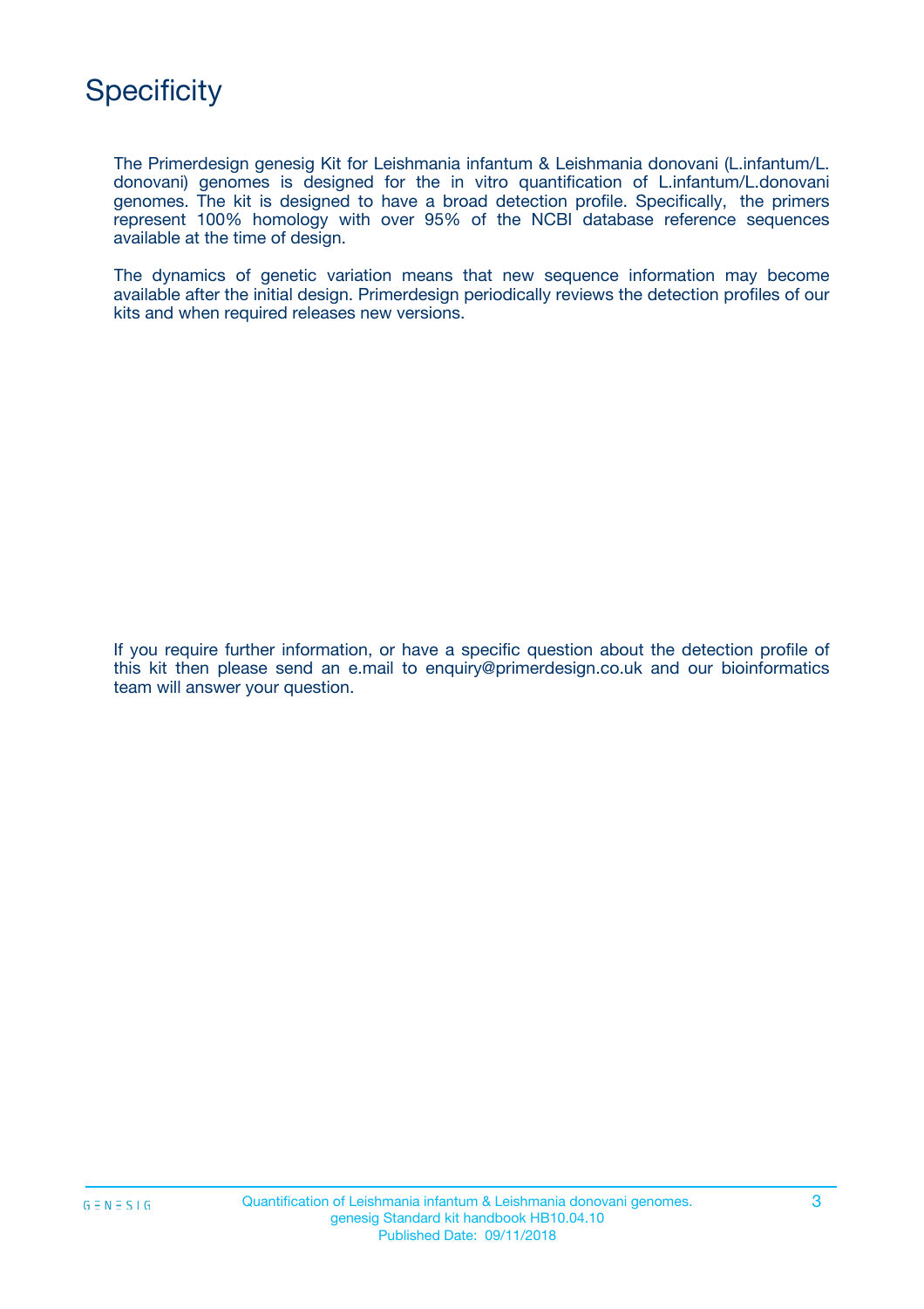# Specificity

The Primerdesign genesig Kit for Leishmania infantum & Leishmania donovani (L.infantum/L. donovani) genomes is designed for the in vitro quantification of L.infantum/L.donovani genomes. The kit is designed to have a broad detection profile. Specifically, the primers represent 100% homology with over 95% of the NCBI database reference sequences available at the time of design.

The dynamics of genetic variation means that new sequence information may become available after the initial design. Primerdesign periodically reviews the detection profiles of our kits and when required releases new versions.

If you require further information, or have a specific question about the detection profile of this kit then please send an e.mail to enquiry@primerdesign.co.uk and our bioinformatics team will answer your question.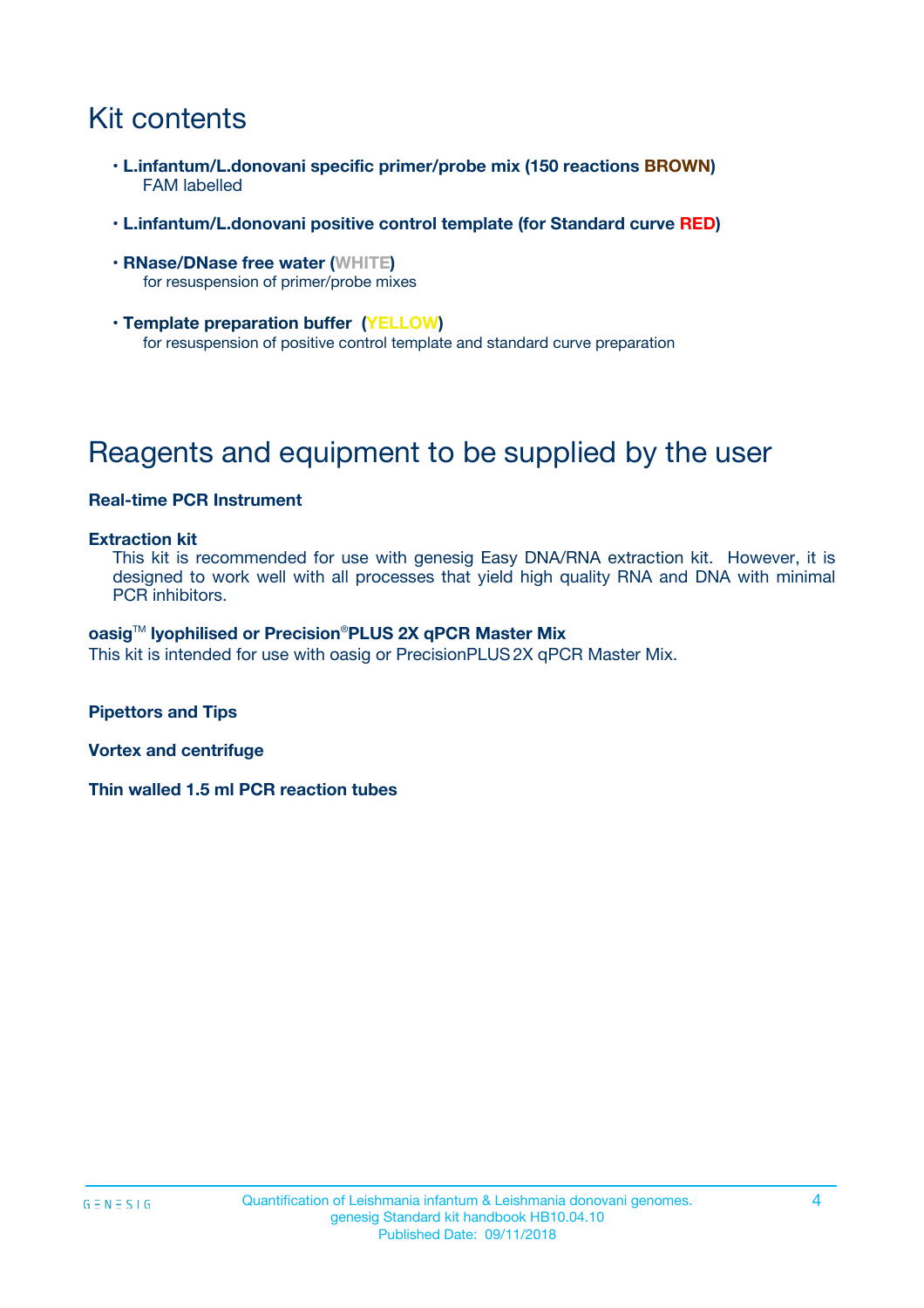# Kit contents

- **L.infantum/L.donovani specific primer/probe mix (150 reactions BROWN)**
  FAM labelled
- **L.infantum/L.donovani positive control template (for Standard curve RED)**
- **RNase/DNase free water (WHITE)**
  for resuspension of primer/probe mixes
- **Template preparation buffer (YELLOW)**
  for resuspension of positive control template and standard curve preparation

# Reagents and equipment to be supplied by the user

**Real-time PCR Instrument**

**Extraction kit**
This kit is recommended for use with genesig Easy DNA/RNA extraction kit. However, it is designed to work well with all processes that yield high quality RNA and DNA with minimal PCR inhibitors.

**oasig™ lyophilised or Precision®PLUS 2X qPCR Master Mix**
This kit is intended for use with oasig or PrecisionPLUS 2X qPCR Master Mix.

**Pipettors and Tips**

**Vortex and centrifuge**

**Thin walled 1.5 ml PCR reaction tubes**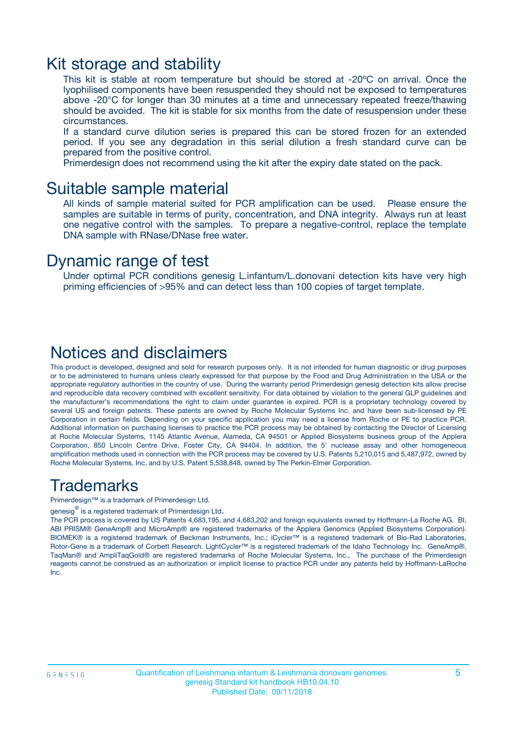## Kit storage and stability

This kit is stable at room temperature but should be stored at -20ºC on arrival. Once the lyophilised components have been resuspended they should not be exposed to temperatures above -20°C for longer than 30 minutes at a time and unnecessary repeated freeze/thawing should be avoided. The kit is stable for six months from the date of resuspension under these circumstances.

If a standard curve dilution series is prepared this can be stored frozen for an extended period. If you see any degradation in this serial dilution a fresh standard curve can be prepared from the positive control.

Primerdesign does not recommend using the kit after the expiry date stated on the pack.

## Suitable sample material

All kinds of sample material suited for PCR amplification can be used. Please ensure the samples are suitable in terms of purity, concentration, and DNA integrity. Always run at least one negative control with the samples. To prepare a negative-control, replace the template DNA sample with RNase/DNase free water.

## Dynamic range of test

Under optimal PCR conditions genesig L.infantum/L.donovani detection kits have very high priming efficiencies of >95% and can detect less than 100 copies of target template.

## Notices and disclaimers

This product is developed, designed and sold for research purposes only. It is not intended for human diagnostic or drug purposes or to be administered to humans unless clearly expressed for that purpose by the Food and Drug Administration in the USA or the appropriate regulatory authorities in the country of use. During the warranty period Primerdesign genesig detection kits allow precise and reproducible data recovery combined with excellent sensitivity. For data obtained by violation to the general GLP guidelines and the manufacturer's recommendations the right to claim under guarantee is expired. PCR is a proprietary technology covered by several US and foreign patents. These patents are owned by Roche Molecular Systems Inc. and have been sub-licensed by PE Corporation in certain fields. Depending on your specific application you may need a license from Roche or PE to practice PCR. Additional information on purchasing licenses to practice the PCR process may be obtained by contacting the Director of Licensing at Roche Molecular Systems, 1145 Atlantic Avenue, Alameda, CA 94501 or Applied Biosystems business group of the Applera Corporation, 850 Lincoln Centre Drive, Foster City, CA 94404. In addition, the 5' nuclease assay and other homogeneous amplification methods used in connection with the PCR process may be covered by U.S. Patents 5,210,015 and 5,487,972, owned by Roche Molecular Systems, Inc, and by U.S. Patent 5,538,848, owned by The Perkin-Elmer Corporation.

## Trademarks

Primerdesign™ is a trademark of Primerdesign Ltd.

genesig® is a registered trademark of Primerdesign Ltd.

The PCR process is covered by US Patents 4,683,195, and 4,683,202 and foreign equivalents owned by Hoffmann-La Roche AG. BI, ABI PRISM® GeneAmp® and MicroAmp® are registered trademarks of the Applera Genomics (Applied Biosystems Corporation). BIOMEK® is a registered trademark of Beckman Instruments, Inc.; iCycler™ is a registered trademark of Bio-Rad Laboratories, Rotor-Gene is a trademark of Corbett Research. LightCycler™ is a registered trademark of the Idaho Technology Inc. GeneAmp®, TaqMan® and AmpliTaqGold® are registered trademarks of Roche Molecular Systems, Inc., The purchase of the Primerdesign reagents cannot be construed as an authorization or implicit license to practice PCR under any patents held by Hoffmann-LaRoche Inc.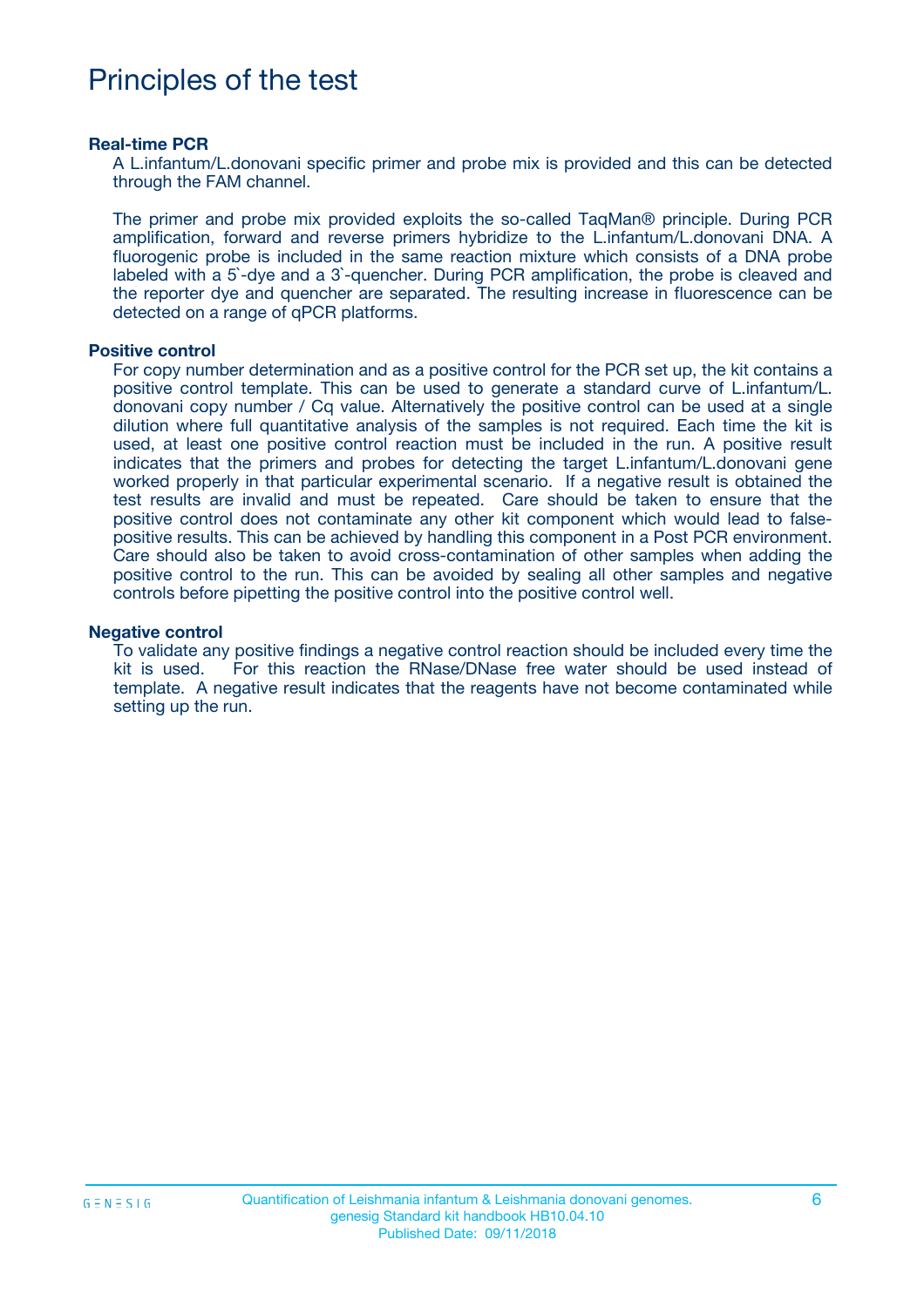# Principles of the test

**Real-time PCR**

A L.infantum/L.donovani specific primer and probe mix is provided and this can be detected through the FAM channel.

The primer and probe mix provided exploits the so-called TaqMan® principle. During PCR amplification, forward and reverse primers hybridize to the L.infantum/L.donovani DNA. A fluorogenic probe is included in the same reaction mixture which consists of a DNA probe labeled with a 5`-dye and a 3`-quencher. During PCR amplification, the probe is cleaved and the reporter dye and quencher are separated. The resulting increase in fluorescence can be detected on a range of qPCR platforms.

**Positive control**

For copy number determination and as a positive control for the PCR set up, the kit contains a positive control template. This can be used to generate a standard curve of L.infantum/L. donovani copy number / Cq value. Alternatively the positive control can be used at a single dilution where full quantitative analysis of the samples is not required. Each time the kit is used, at least one positive control reaction must be included in the run. A positive result indicates that the primers and probes for detecting the target L.infantum/L.donovani gene worked properly in that particular experimental scenario. If a negative result is obtained the test results are invalid and must be repeated. Care should be taken to ensure that the positive control does not contaminate any other kit component which would lead to false-positive results. This can be achieved by handling this component in a Post PCR environment. Care should also be taken to avoid cross-contamination of other samples when adding the positive control to the run. This can be avoided by sealing all other samples and negative controls before pipetting the positive control into the positive control well.

**Negative control**

To validate any positive findings a negative control reaction should be included every time the kit is used. For this reaction the RNase/DNase free water should be used instead of template. A negative result indicates that the reagents have not become contaminated while setting up the run.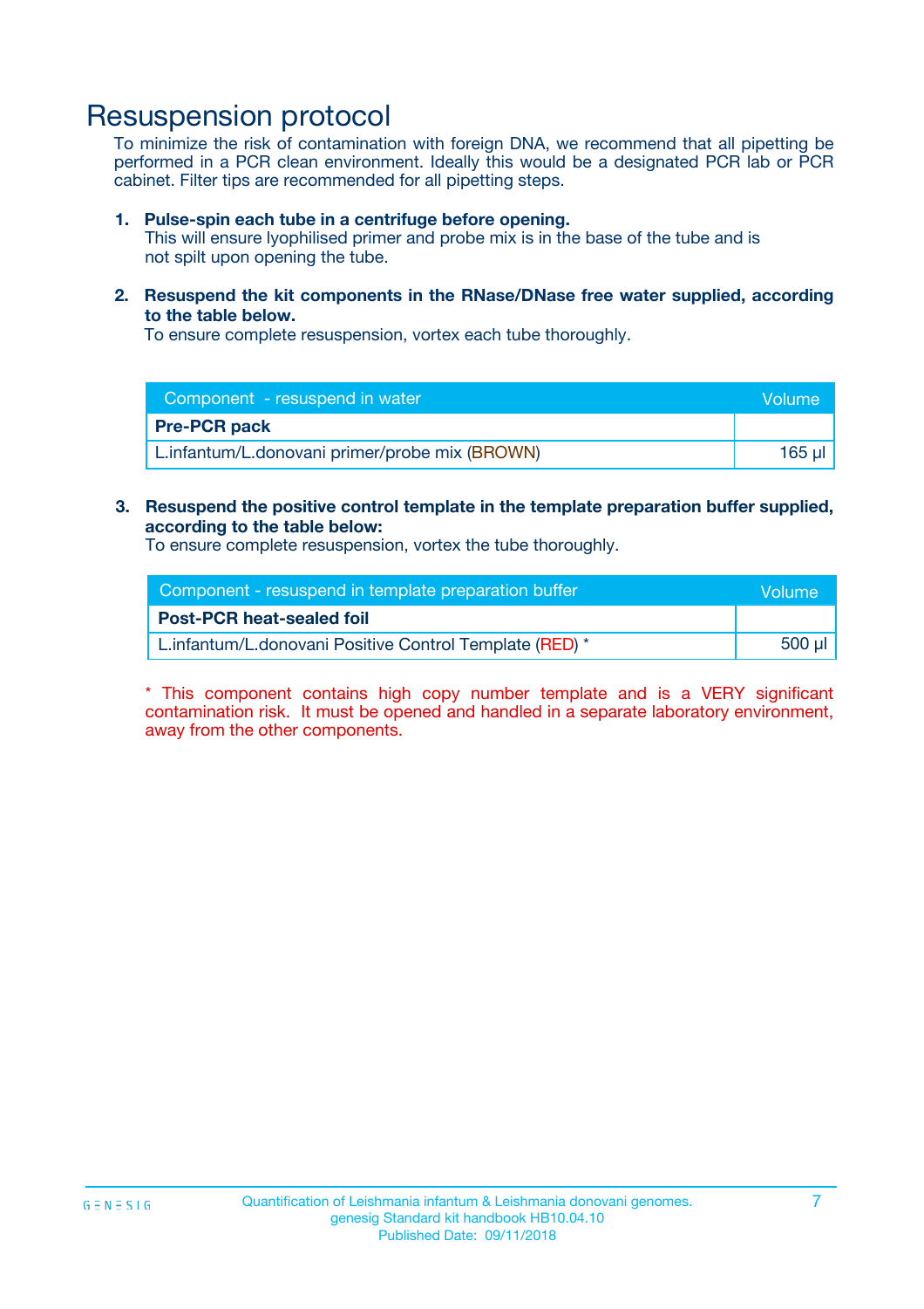# Resuspension protocol

To minimize the risk of contamination with foreign DNA, we recommend that all pipetting be performed in a PCR clean environment. Ideally this would be a designated PCR lab or PCR cabinet. Filter tips are recommended for all pipetting steps.

1. **Pulse-spin each tube in a centrifuge before opening.**
   This will ensure lyophilised primer and probe mix is in the base of the tube and is not spilt upon opening the tube.

2. **Resuspend the kit components in the RNase/DNase free water supplied, according to the table below.**
   To ensure complete resuspension, vortex each tube thoroughly.

| Component - resuspend in water | Volume |
| --- | --- |
| **Pre-PCR pack** | |
| L.infantum/L.donovani primer/probe mix (BROWN) | 165 µl |

3. **Resuspend the positive control template in the template preparation buffer supplied, according to the table below:**
   To ensure complete resuspension, vortex the tube thoroughly.

| Component - resuspend in template preparation buffer | Volume |
| --- | --- |
| **Post-PCR heat-sealed foil** | |
| L.infantum/L.donovani Positive Control Template (RED) * | 500 µl |

* This component contains high copy number template and is a VERY significant contamination risk. It must be opened and handled in a separate laboratory environment, away from the other components.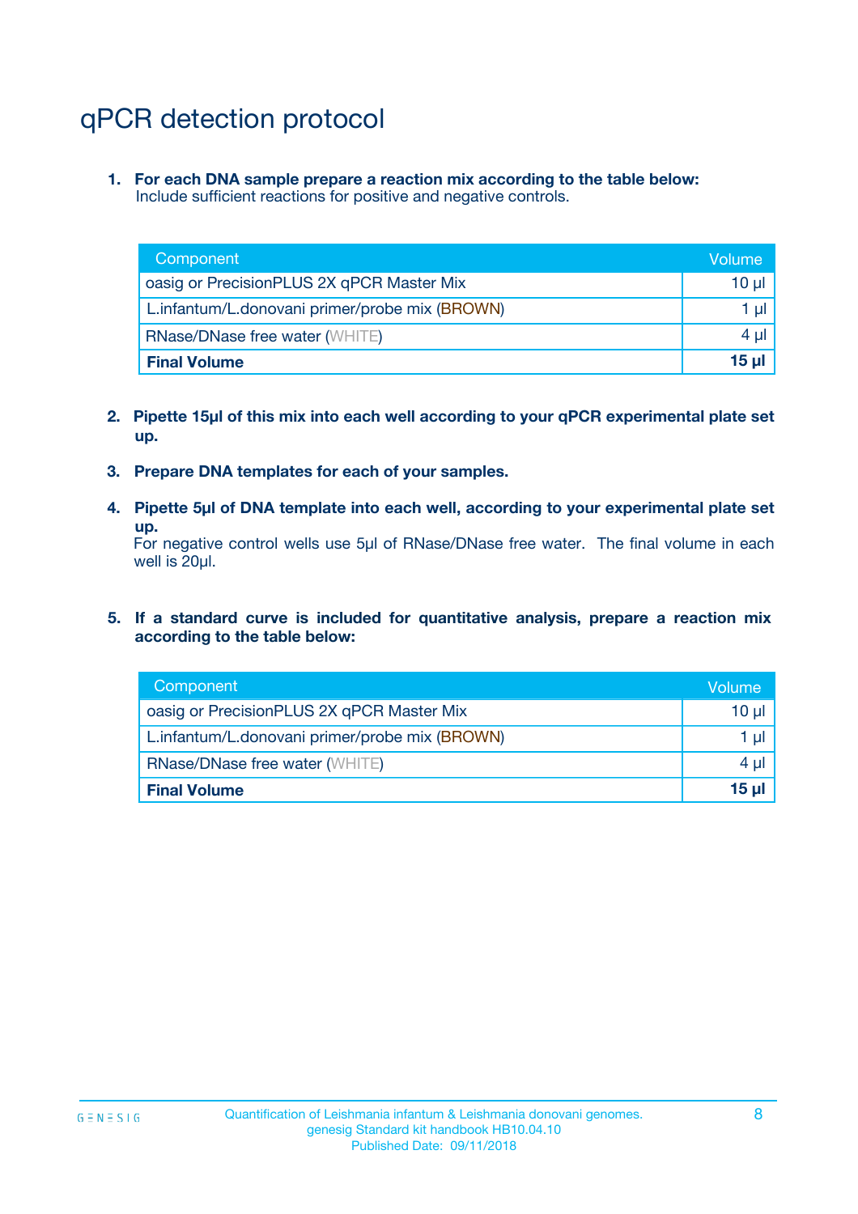# qPCR detection protocol

1. **For each DNA sample prepare a reaction mix according to the table below:**
   Include sufficient reactions for positive and negative controls.

| Component | Volume |
|---|---|
| oasig or PrecisionPLUS 2X qPCR Master Mix | 10 µl |
| L.infantum/L.donovani primer/probe mix (BROWN) | 1 µl |
| RNase/DNase free water (WHITE) | 4 µl |
| **Final Volume** | **15 µl** |

2. **Pipette 15µl of this mix into each well according to your qPCR experimental plate set up.**

3. **Prepare DNA templates for each of your samples.**

4. **Pipette 5µl of DNA template into each well, according to your experimental plate set up.**
   For negative control wells use 5µl of RNase/DNase free water. The final volume in each well is 20µl.

5. **If a standard curve is included for quantitative analysis, prepare a reaction mix according to the table below:**

| Component | Volume |
|---|---|
| oasig or PrecisionPLUS 2X qPCR Master Mix | 10 µl |
| L.infantum/L.donovani primer/probe mix (BROWN) | 1 µl |
| RNase/DNase free water (WHITE) | 4 µl |
| **Final Volume** | **15 µl** |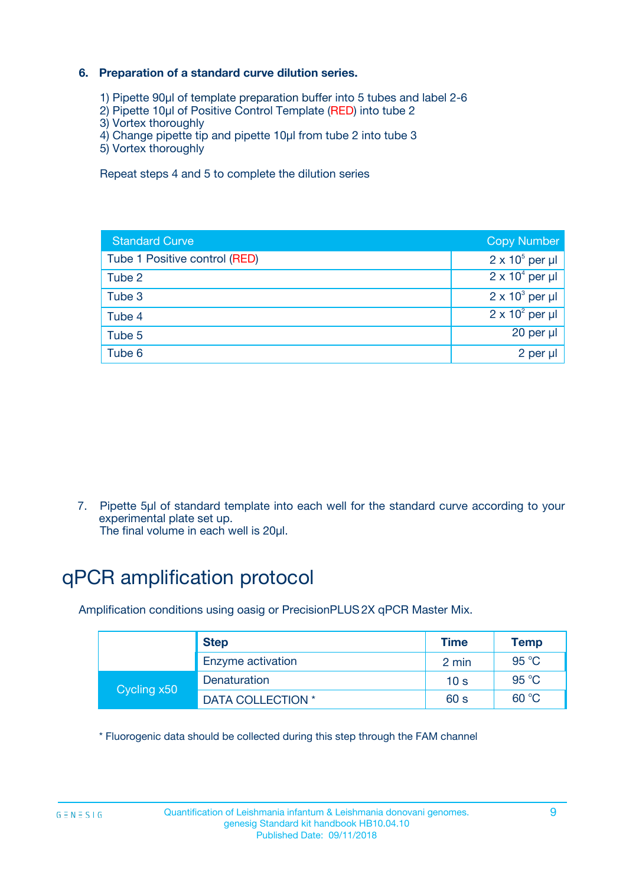### 6. Preparation of a standard curve dilution series.

1) Pipette 90µl of template preparation buffer into 5 tubes and label 2-6
2) Pipette 10µl of Positive Control Template (RED) into tube 2
3) Vortex thoroughly
4) Change pipette tip and pipette 10µl from tube 2 into tube 3
5) Vortex thoroughly

Repeat steps 4 and 5 to complete the dilution series

| Standard Curve | Copy Number |
|---|---|
| Tube 1 Positive control (RED) | $2 \times 10^5$ per µl |
| Tube 2 | $2 \times 10^4$ per µl |
| Tube 3 | $2 \times 10^3$ per µl |
| Tube 4 | $2 \times 10^2$ per µl |
| Tube 5 | 20 per µl |
| Tube 6 | 2 per µl |

7. Pipette 5µl of standard template into each well for the standard curve according to your experimental plate set up.
   The final volume in each well is 20µl.

# qPCR amplification protocol

Amplification conditions using oasig or PrecisionPLUS 2X qPCR Master Mix.

| | Step | Time | Temp |
|---|---|---|---|
| | Enzyme activation | 2 min | 95 °C |
| Cycling x50 | Denaturation | 10 s | 95 °C |
| | DATA COLLECTION * | 60 s | 60 °C |

* Fluorogenic data should be collected during this step through the FAM channel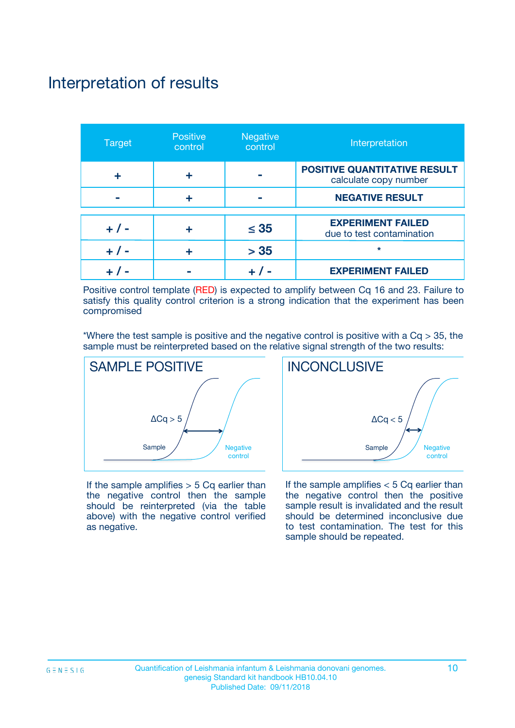# Interpretation of results

| Target | Positive control | Negative control | Interpretation |
|---|---|---|---|
| + | + | - | **POSITIVE QUANTITATIVE RESULT** calculate copy number |
| - | + | - | **NEGATIVE RESULT** |
| + / - | + | ≤ 35 | **EXPERIMENT FAILED** due to test contamination |
| + / - | + | > 35 | * |
| + / - | - | + / - | **EXPERIMENT FAILED** |

Positive control template (RED) is expected to amplify between Cq 16 and 23. Failure to satisfy this quality control criterion is a strong indication that the experiment has been compromised

*Where the test sample is positive and the negative control is positive with a Cq > 35, the sample must be reinterpreted based on the relative signal strength of the two results:

SAMPLE POSITIVE

ΔCq > 5

Sample

Negative control

If the sample amplifies > 5 Cq earlier than the negative control then the sample should be reinterpreted (via the table above) with the negative control verified as negative.

INCONCLUSIVE

ΔCq < 5

Sample

Negative control

If the sample amplifies < 5 Cq earlier than the negative control then the positive sample result is invalidated and the result should be determined inconclusive due to test contamination. The test for this sample should be repeated.